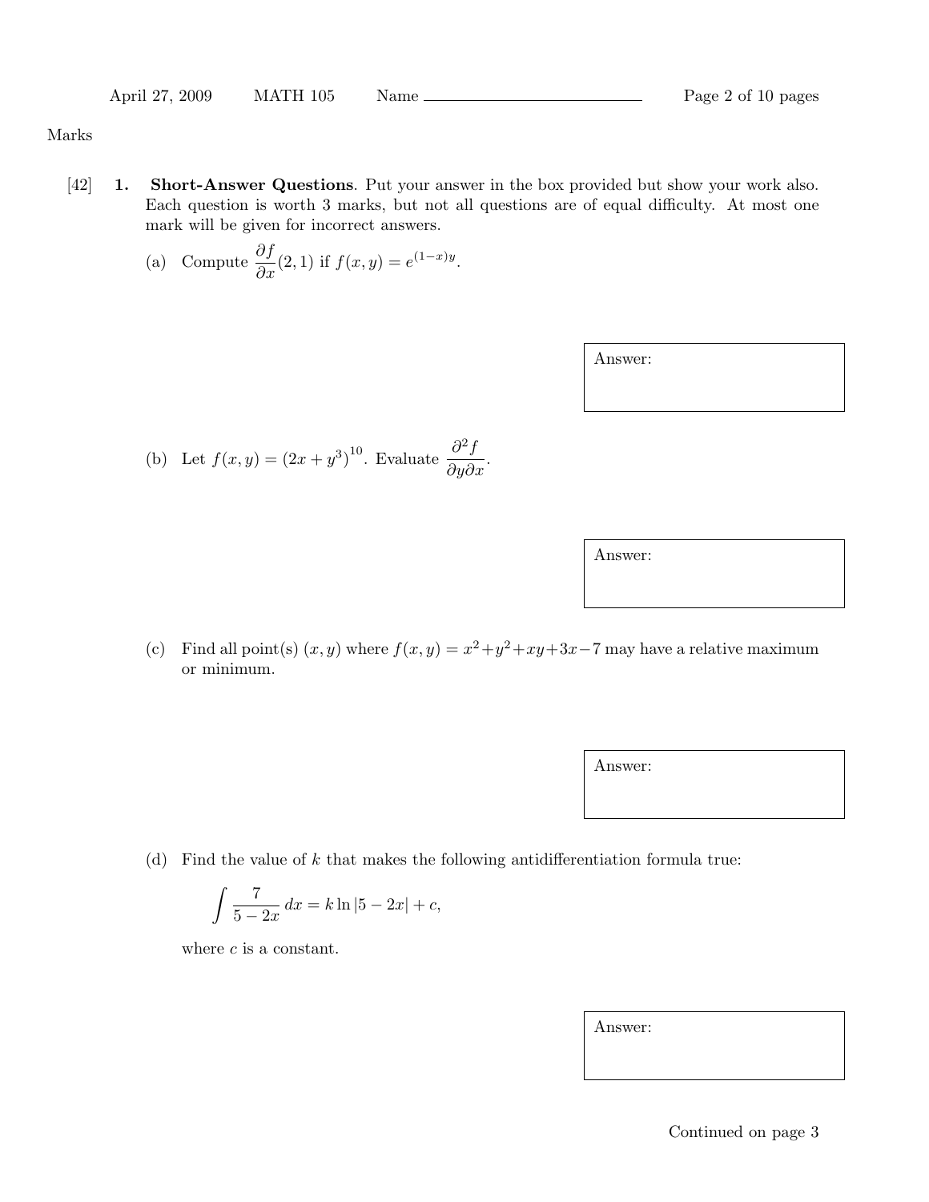Marks

[42] **1. Short-Answer Questions**. Put your answer in the box provided but show your work also. Each question is worth 3 marks, but not all questions are of equal difficulty. At most one mark will be given for incorrect answers.

(a) Compute $\dfrac{\partial f}{\partial x}(2,1)$ if $f(x,y) = e^{(1-x)y}$.

Answer:

(b) Let $f(x,y) = \left(2x + y^3\right)^{10}$. Evaluate $\dfrac{\partial^2 f}{\partial y \partial x}$.

Answer:

(c) Find all point(s) $(x,y)$ where $f(x,y) = x^2 + y^2 + xy + 3x - 7$ may have a relative maximum or minimum.

Answer:

(d) Find the value of $k$ that makes the following antidifferentiation formula true:

$$\int \frac{7}{5-2x}\,dx = k \ln|5-2x| + c,$$

where $c$ is a constant.

Answer:

Continued on page 3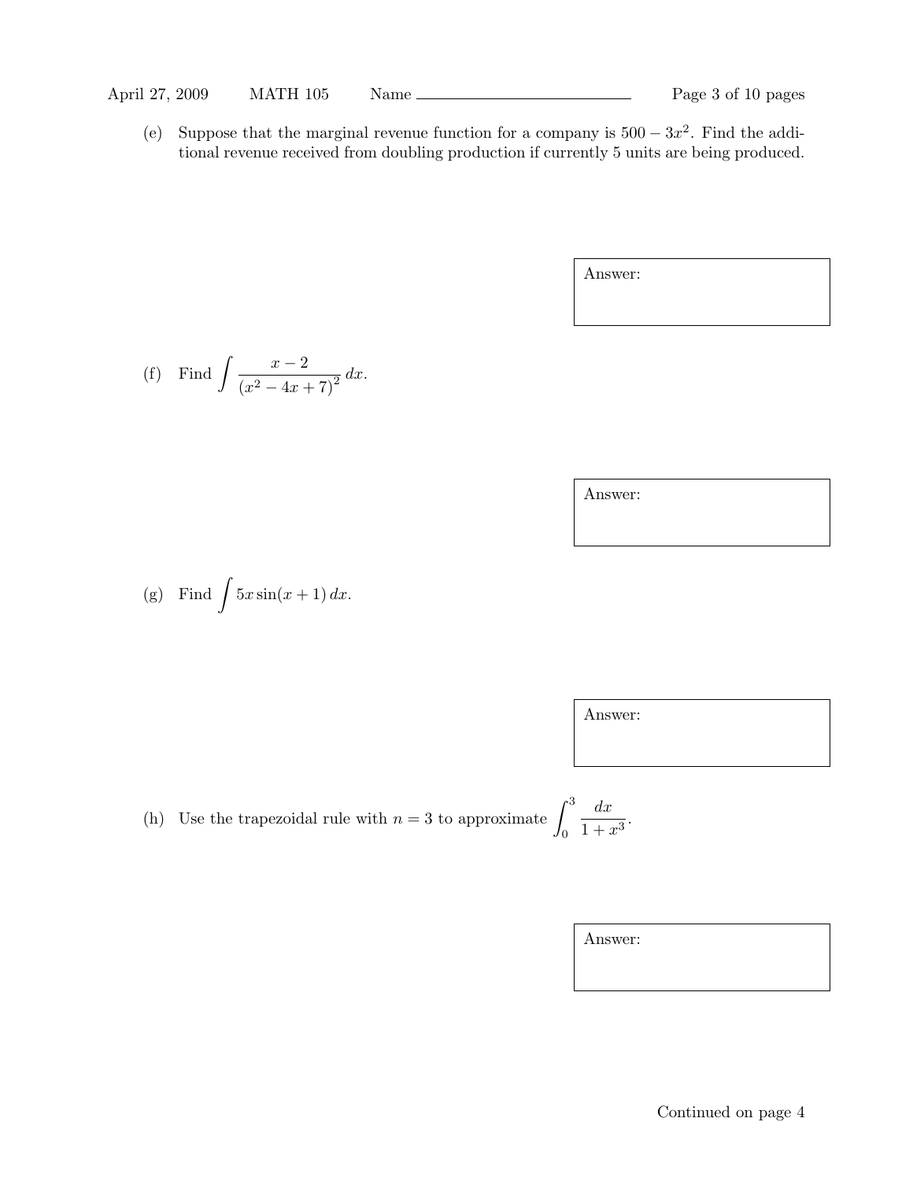(e) Suppose that the marginal revenue function for a company is $500 - 3x^2$. Find the additional revenue received from doubling production if currently 5 units are being produced.

Answer:

(f) Find $\displaystyle\int \frac{x-2}{(x^2-4x+7)^2}\,dx$.

Answer:

(g) Find $\displaystyle\int 5x\sin(x+1)\,dx$.

Answer:

(h) Use the trapezoidal rule with $n = 3$ to approximate $\displaystyle\int_0^3 \frac{dx}{1+x^3}$.

Answer:

Continued on page 4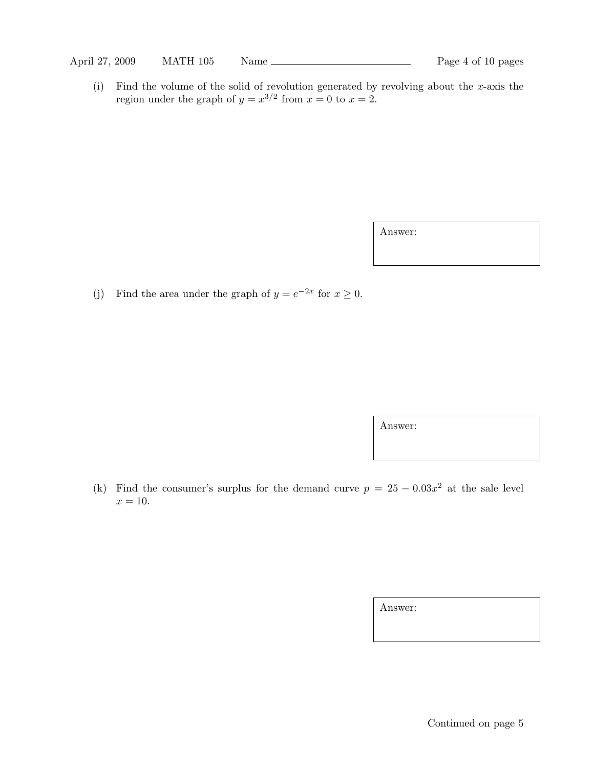(i) Find the volume of the solid of revolution generated by revolving about the $x$-axis the region under the graph of $y = x^{3/2}$ from $x = 0$ to $x = 2$.

Answer:

(j) Find the area under the graph of $y = e^{-2x}$ for $x \geq 0$.

Answer:

(k) Find the consumer's surplus for the demand curve $p = 25 - 0.03x^2$ at the sale level $x = 10$.

Answer:

Continued on page 5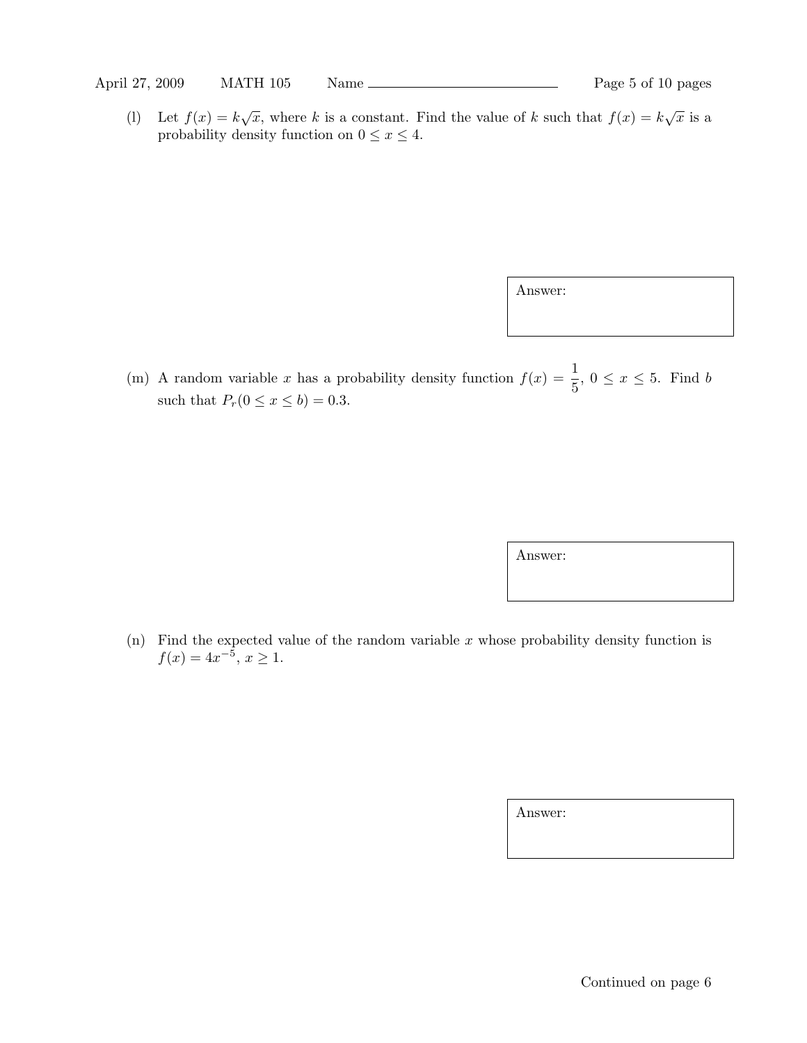(l) Let $f(x) = k\sqrt{x}$, where $k$ is a constant. Find the value of $k$ such that $f(x) = k\sqrt{x}$ is a probability density function on $0 \leq x \leq 4$.

Answer:

(m) A random variable $x$ has a probability density function $f(x) = \dfrac{1}{5}$, $0 \leq x \leq 5$. Find $b$ such that $P_r(0 \leq x \leq b) = 0.3$.

Answer:

(n) Find the expected value of the random variable $x$ whose probability density function is $f(x) = 4x^{-5}$, $x \geq 1$.

Answer:

Continued on page 6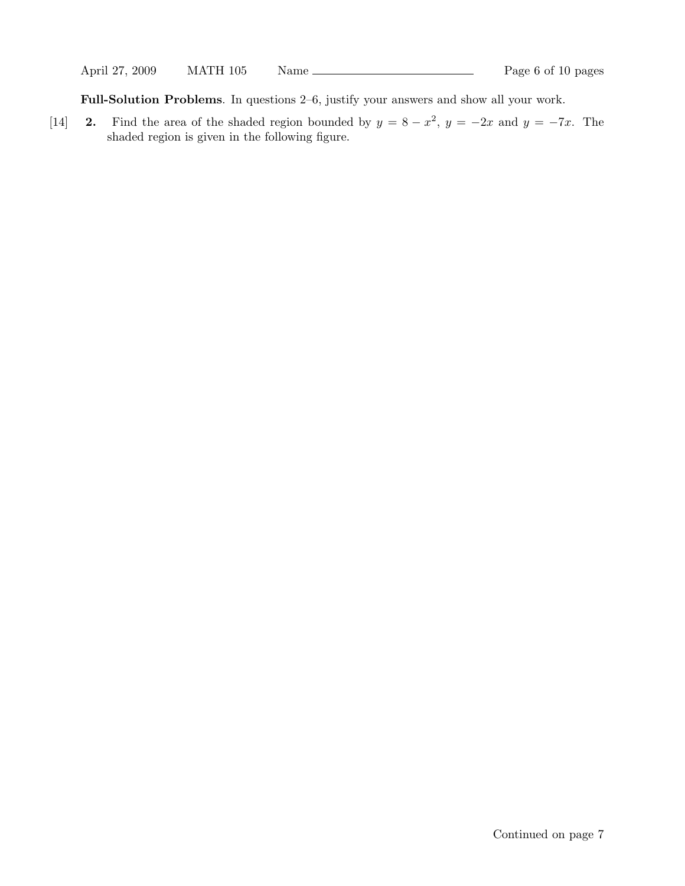**Full-Solution Problems**. In questions 2–6, justify your answers and show all your work.

[14] **2.** Find the area of the shaded region bounded by $y = 8 - x^2$, $y = -2x$ and $y = -7x$. The shaded region is given in the following figure.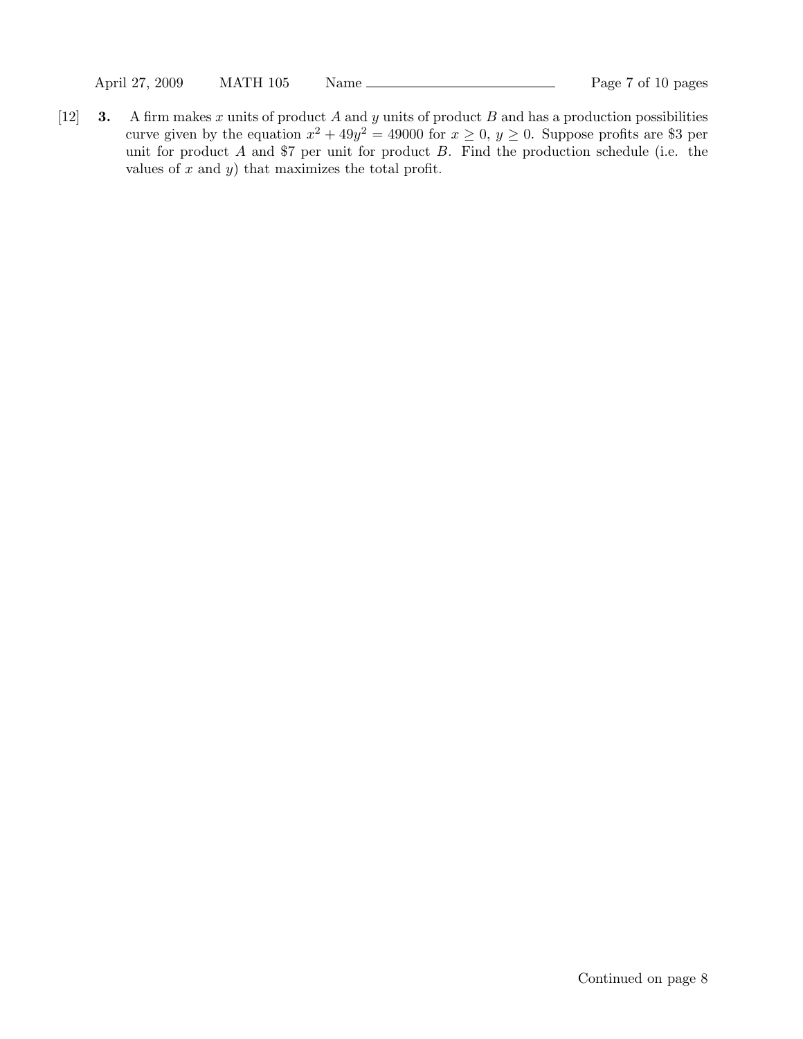[12] **3.** A firm makes $x$ units of product $A$ and $y$ units of product $B$ and has a production possibilities curve given by the equation $x^2 + 49y^2 = 49000$ for $x \geq 0$, $y \geq 0$. Suppose profits are \$3 per unit for product $A$ and \$7 per unit for product $B$. Find the production schedule (i.e. the values of $x$ and $y$) that maximizes the total profit.

Continued on page 8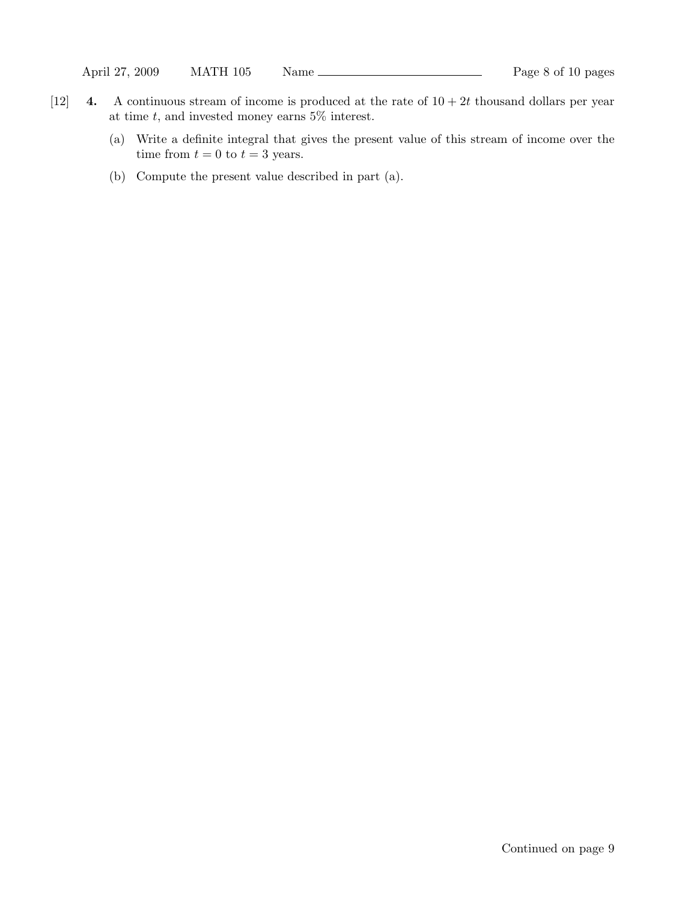[12] **4.** A continuous stream of income is produced at the rate of $10 + 2t$ thousand dollars per year at time $t$, and invested money earns 5% interest.

(a) Write a definite integral that gives the present value of this stream of income over the time from $t = 0$ to $t = 3$ years.

(b) Compute the present value described in part (a).

Continued on page 9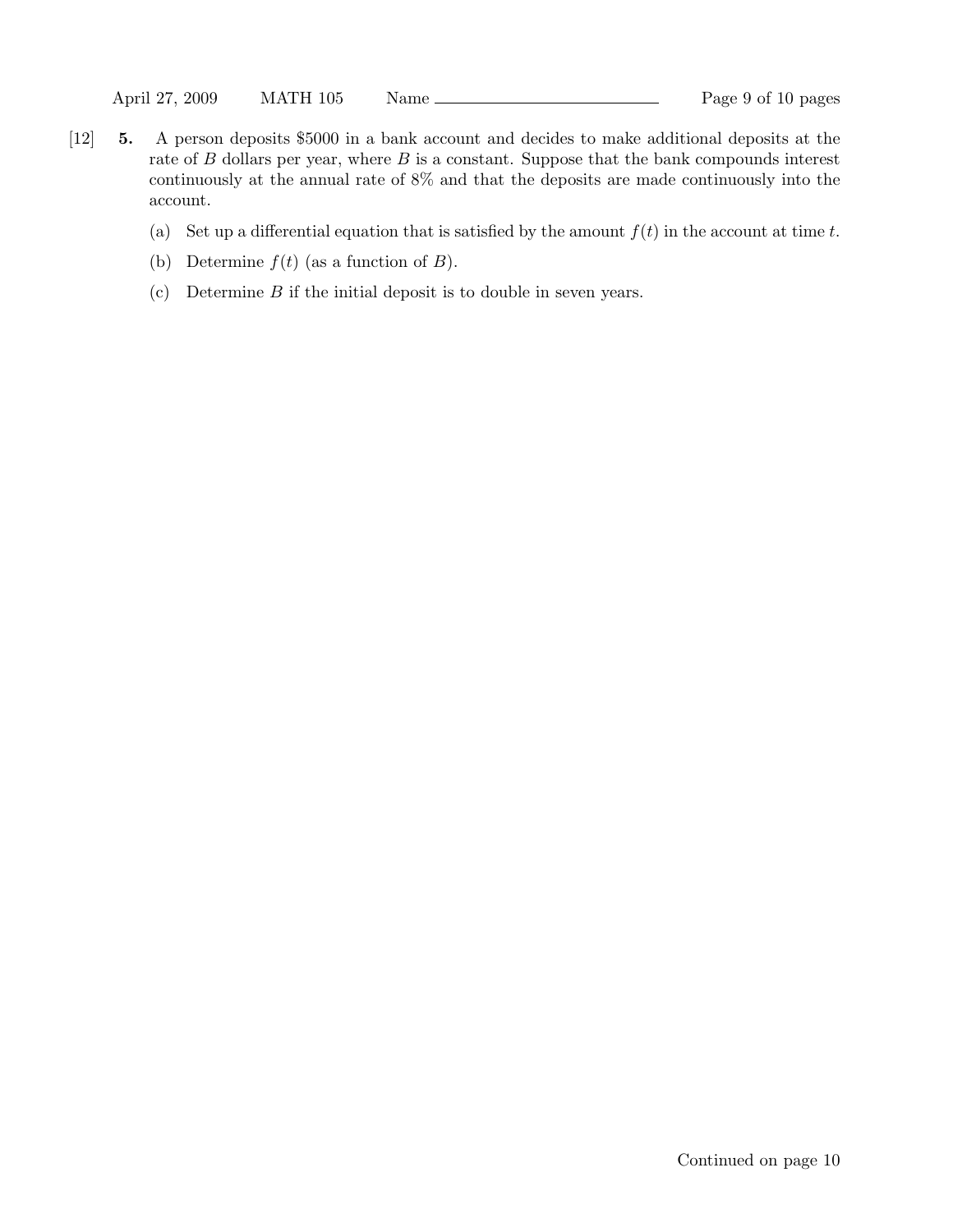[12] **5.** A person deposits \$5000 in a bank account and decides to make additional deposits at the rate of $B$ dollars per year, where $B$ is a constant. Suppose that the bank compounds interest continuously at the annual rate of 8% and that the deposits are made continuously into the account.

(a) Set up a differential equation that is satisfied by the amount $f(t)$ in the account at time $t$.

(b) Determine $f(t)$ (as a function of $B$).

(c) Determine $B$ if the initial deposit is to double in seven years.

Continued on page 10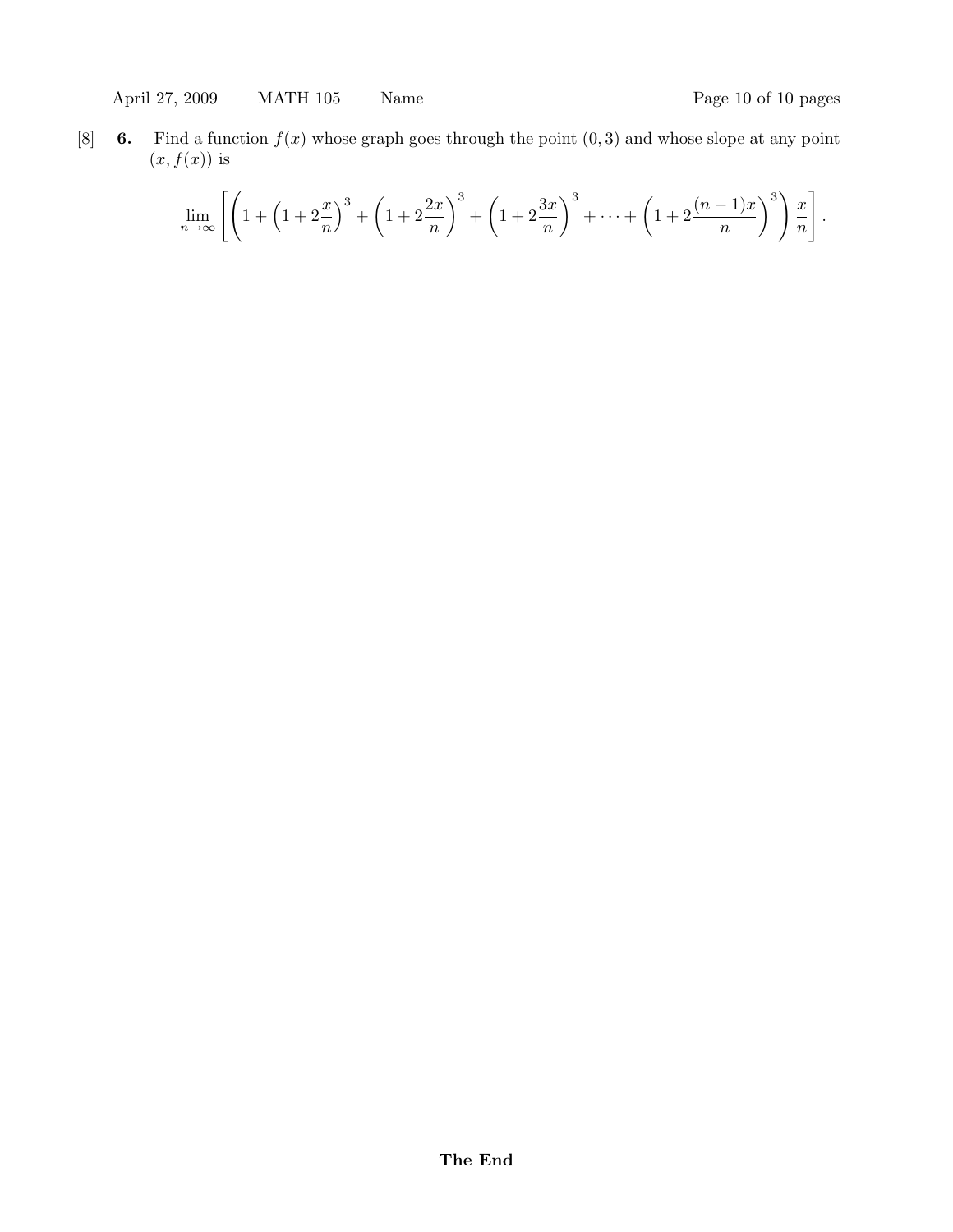[8] **6.** Find a function $f(x)$ whose graph goes through the point $(0, 3)$ and whose slope at any point $(x, f(x))$ is

$$\lim_{n\to\infty}\left[\left(1+\left(1+2\frac{x}{n}\right)^3+\left(1+2\frac{2x}{n}\right)^3+\left(1+2\frac{3x}{n}\right)^3+\cdots+\left(1+2\frac{(n-1)x}{n}\right)^3\right)\frac{x}{n}\right].$$

**The End**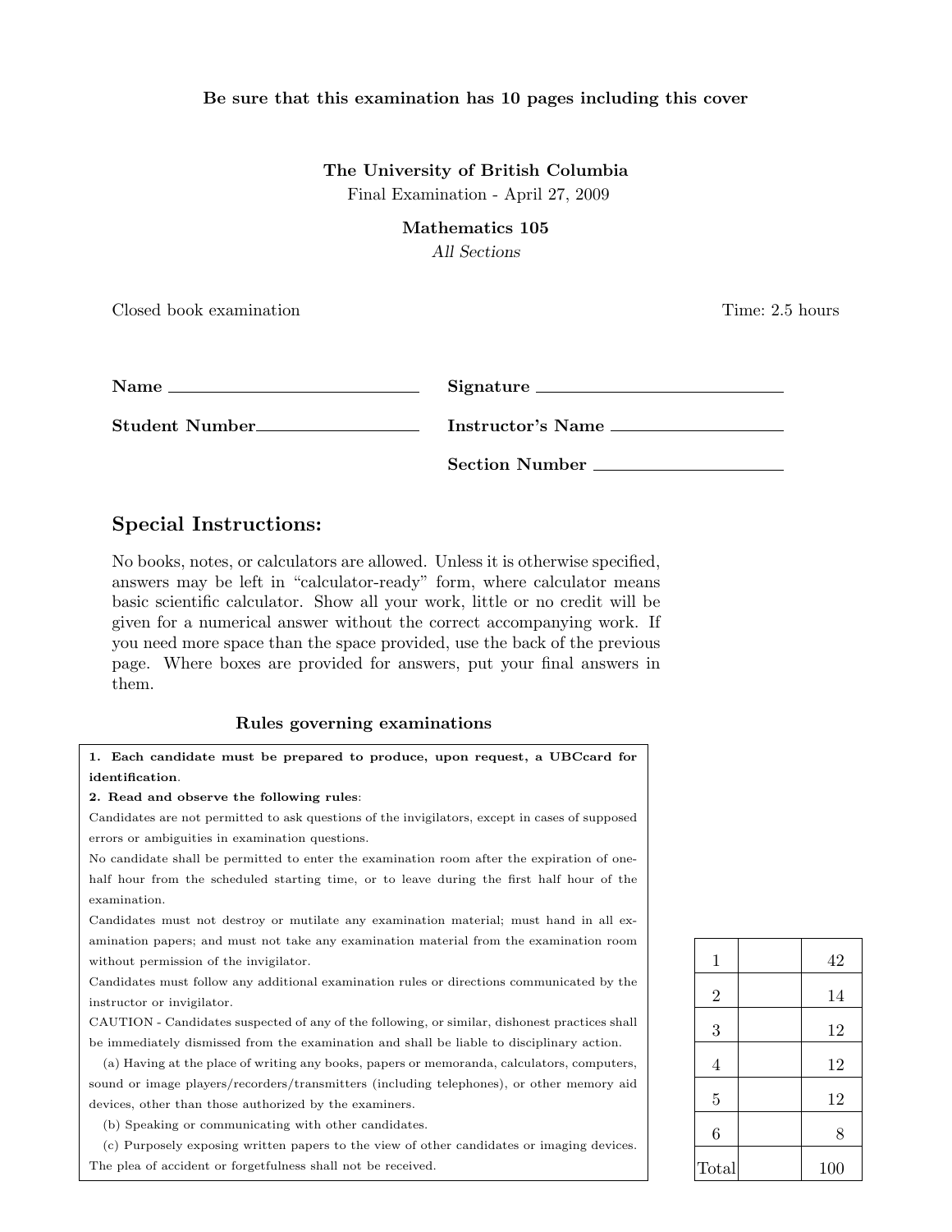**Be sure that this examination has 10 pages including this cover**

**The University of British Columbia**

Final Examination - April 27, 2009

**Mathematics 105**

*All Sections*

Closed book examination

Time: 2.5 hours

**Name** ______________________

**Signature** ______________________

**Student Number** ______________________

**Instructor's Name** ______________________

**Section Number** ______________________

## Special Instructions:

No books, notes, or calculators are allowed. Unless it is otherwise specified, answers may be left in "calculator-ready" form, where calculator means basic scientific calculator. Show all your work, little or no credit will be given for a numerical answer without the correct accompanying work. If you need more space than the space provided, use the back of the previous page. Where boxes are provided for answers, put your final answers in them.

### Rules governing examinations

**1. Each candidate must be prepared to produce, upon request, a UBCcard for identification.**

**2. Read and observe the following rules:**

Candidates are not permitted to ask questions of the invigilators, except in cases of supposed errors or ambiguities in examination questions.

No candidate shall be permitted to enter the examination room after the expiration of one-half hour from the scheduled starting time, or to leave during the first half hour of the examination.

Candidates must not destroy or mutilate any examination material; must hand in all examination papers; and must not take any examination material from the examination room without permission of the invigilator.

Candidates must follow any additional examination rules or directions communicated by the instructor or invigilator.

CAUTION - Candidates suspected of any of the following, or similar, dishonest practices shall be immediately dismissed from the examination and shall be liable to disciplinary action.

(a) Having at the place of writing any books, papers or memoranda, calculators, computers, sound or image players/recorders/transmitters (including telephones), or other memory aid devices, other than those authorized by the examiners.

(b) Speaking or communicating with other candidates.

(c) Purposely exposing written papers to the view of other candidates or imaging devices. The plea of accident or forgetfulness shall not be received.

| | | |
|---|---|---|
| 1 | | 42 |
| 2 | | 14 |
| 3 | | 12 |
| 4 | | 12 |
| 5 | | 12 |
| 6 | | 8 |
| Total | | 100 |